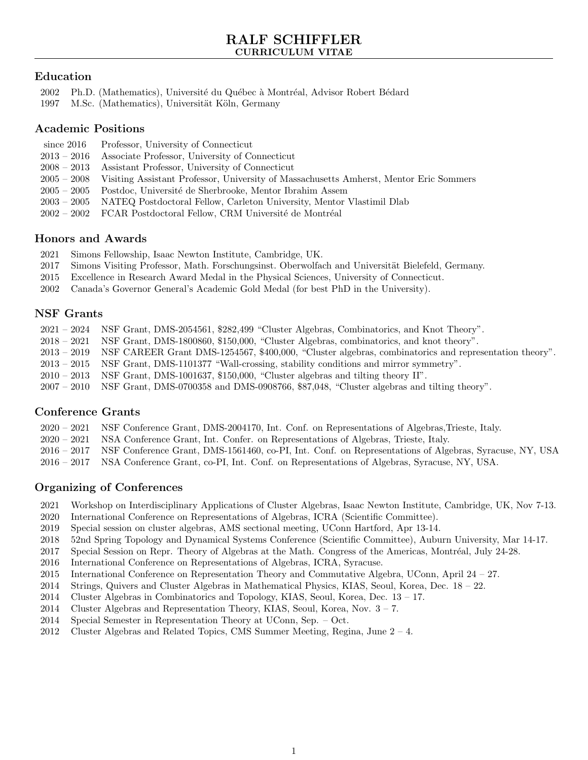# RALF SCHIFFLER
## CURRICULUM VITAE

### Education

- 2002 Ph.D. (Mathematics), Université du Québec à Montréal, Advisor Robert Bédard
- 1997 M.Sc. (Mathematics), Universität Köln, Germany

### Academic Positions

- since 2016 Professor, University of Connecticut
- 2013 – 2016 Associate Professor, University of Connecticut
- 2008 – 2013 Assistant Professor, University of Connecticut
- 2005 – 2008 Visiting Assistant Professor, University of Massachusetts Amherst, Mentor Eric Sommers
- 2005 – 2005 Postdoc, Université de Sherbrooke, Mentor Ibrahim Assem
- 2003 – 2005 NATEQ Postdoctoral Fellow, Carleton University, Mentor Vlastimil Dlab
- 2002 – 2002 FCAR Postdoctoral Fellow, CRM Université de Montréal

### Honors and Awards

- 2021 Simons Fellowship, Isaac Newton Institute, Cambridge, UK.
- 2017 Simons Visiting Professor, Math. Forschungsinst. Oberwolfach and Universität Bielefeld, Germany.
- 2015 Excellence in Research Award Medal in the Physical Sciences, University of Connecticut.
- 2002 Canada's Governor General's Academic Gold Medal (for best PhD in the University).

### NSF Grants

- 2021 – 2024 NSF Grant, DMS-2054561, $282,499 "Cluster Algebras, Combinatorics, and Knot Theory".
- 2018 – 2021 NSF Grant, DMS-1800860, $150,000, "Cluster Algebras, combinatorics, and knot theory".
- 2013 – 2019 NSF CAREER Grant DMS-1254567, $400,000, "Cluster algebras, combinatorics and representation theory".
- 2013 – 2015 NSF Grant, DMS-1101377 "Wall-crossing, stability conditions and mirror symmetry".
- 2010 – 2013 NSF Grant, DMS-1001637, $150,000, "Cluster algebras and tilting theory II".
- 2007 – 2010 NSF Grant, DMS-0700358 and DMS-0908766, $87,048, "Cluster algebras and tilting theory".

### Conference Grants

- 2020 – 2021 NSF Conference Grant, DMS-2004170, Int. Conf. on Representations of Algebras,Trieste, Italy.
- 2020 – 2021 NSA Conference Grant, Int. Confer. on Representations of Algebras, Trieste, Italy.
- 2016 – 2017 NSF Conference Grant, DMS-1561460, co-PI, Int. Conf. on Representations of Algebras, Syracuse, NY, USA
- 2016 – 2017 NSA Conference Grant, co-PI, Int. Conf. on Representations of Algebras, Syracuse, NY, USA.

### Organizing of Conferences

- 2021 Workshop on Interdisciplinary Applications of Cluster Algebras, Isaac Newton Institute, Cambridge, UK, Nov 7-13.
- 2020 International Conference on Representations of Algebras, ICRA (Scientific Committee).
- 2019 Special session on cluster algebras, AMS sectional meeting, UConn Hartford, Apr 13-14.
- 2018 52nd Spring Topology and Dynamical Systems Conference (Scientific Committee), Auburn University, Mar 14-17.
- 2017 Special Session on Repr. Theory of Algebras at the Math. Congress of the Americas, Montréal, July 24-28.
- 2016 International Conference on Representations of Algebras, ICRA, Syracuse.
- 2015 International Conference on Representation Theory and Commutative Algebra, UConn, April 24 – 27.
- 2014 Strings, Quivers and Cluster Algebras in Mathematical Physics, KIAS, Seoul, Korea, Dec. 18 – 22.
- 2014 Cluster Algebras in Combinatorics and Topology, KIAS, Seoul, Korea, Dec. 13 – 17.
- 2014 Cluster Algebras and Representation Theory, KIAS, Seoul, Korea, Nov. 3 – 7.
- 2014 Special Semester in Representation Theory at UConn, Sep. – Oct.
- 2012 Cluster Algebras and Related Topics, CMS Summer Meeting, Regina, June 2 – 4.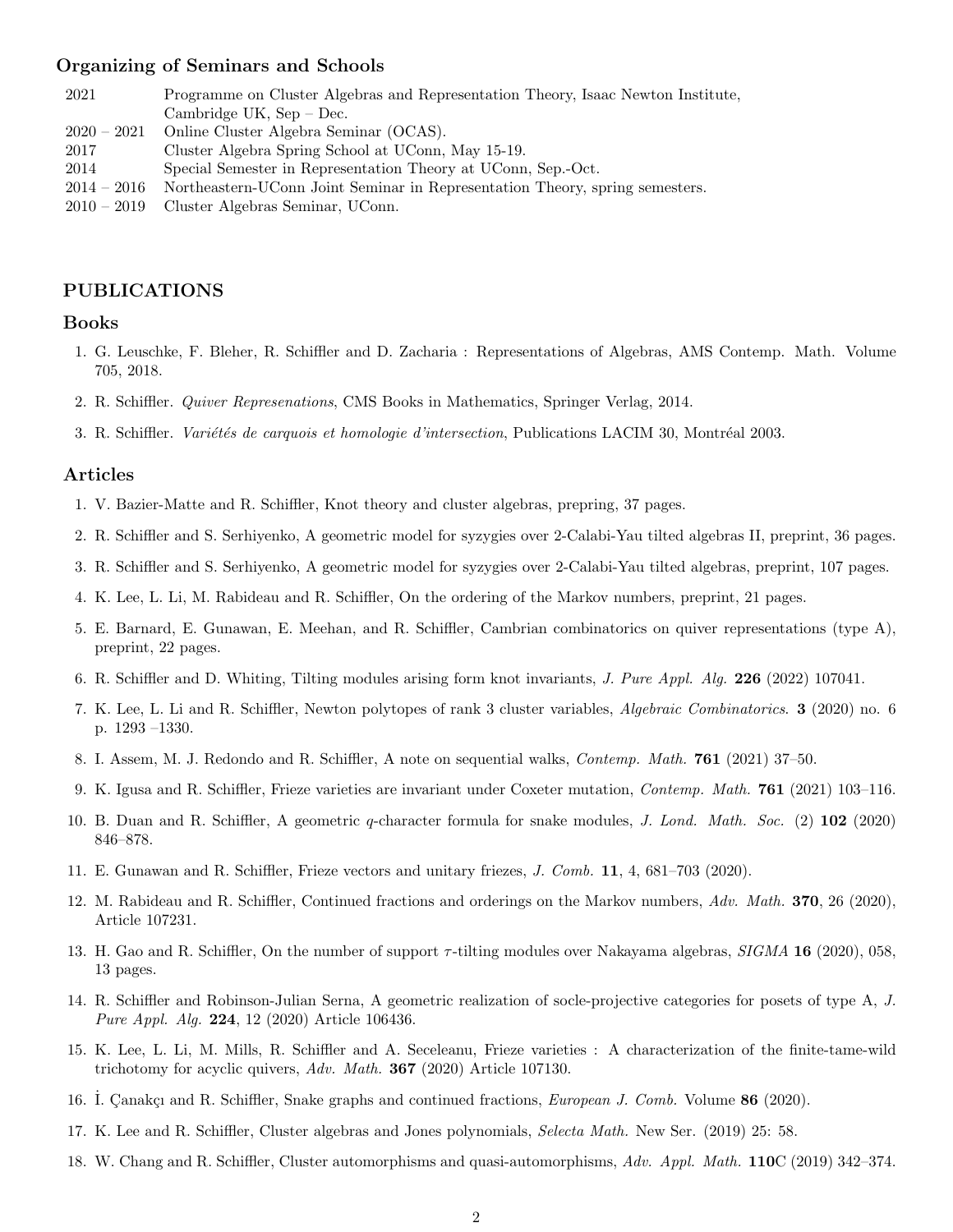### Organizing of Seminars and Schools

| | |
|---|---|
| 2021 | Programme on Cluster Algebras and Representation Theory, Isaac Newton Institute, Cambridge UK, Sep – Dec. |
| 2020 – 2021 | Online Cluster Algebra Seminar (OCAS). |
| 2017 | Cluster Algebra Spring School at UConn, May 15-19. |
| 2014 | Special Semester in Representation Theory at UConn, Sep.-Oct. |
| 2014 – 2016 | Northeastern-UConn Joint Seminar in Representation Theory, spring semesters. |
| 2010 – 2019 | Cluster Algebras Seminar, UConn. |

## PUBLICATIONS

### Books

1. G. Leuschke, F. Bleher, R. Schiffler and D. Zacharia : Representations of Algebras, AMS Contemp. Math. Volume 705, 2018.
2. R. Schiffler. *Quiver Represenations*, CMS Books in Mathematics, Springer Verlag, 2014.
3. R. Schiffler. *Variétés de carquois et homologie d'intersection*, Publications LACIM 30, Montréal 2003.

### Articles

1. V. Bazier-Matte and R. Schiffler, Knot theory and cluster algebras, prepring, 37 pages.
2. R. Schiffler and S. Serhiyenko, A geometric model for syzygies over 2-Calabi-Yau tilted algebras II, preprint, 36 pages.
3. R. Schiffler and S. Serhiyenko, A geometric model for syzygies over 2-Calabi-Yau tilted algebras, preprint, 107 pages.
4. K. Lee, L. Li, M. Rabideau and R. Schiffler, On the ordering of the Markov numbers, preprint, 21 pages.
5. E. Barnard, E. Gunawan, E. Meehan, and R. Schiffler, Cambrian combinatorics on quiver representations (type A), preprint, 22 pages.
6. R. Schiffler and D. Whiting, Tilting modules arising form knot invariants, *J. Pure Appl. Alg.* **226** (2022) 107041.
7. K. Lee, L. Li and R. Schiffler, Newton polytopes of rank 3 cluster variables, *Algebraic Combinatorics*. **3** (2020) no. 6 p. 1293 –1330.
8. I. Assem, M. J. Redondo and R. Schiffler, A note on sequential walks, *Contemp. Math.* **761** (2021) 37–50.
9. K. Igusa and R. Schiffler, Frieze varieties are invariant under Coxeter mutation, *Contemp. Math.* **761** (2021) 103–116.
10. B. Duan and R. Schiffler, A geometric $q$-character formula for snake modules, *J. Lond. Math. Soc.* (2) **102** (2020) 846–878.
11. E. Gunawan and R. Schiffler, Frieze vectors and unitary friezes, *J. Comb.* **11**, 4, 681–703 (2020).
12. M. Rabideau and R. Schiffler, Continued fractions and orderings on the Markov numbers, *Adv. Math.* **370**, 26 (2020), Article 107231.
13. H. Gao and R. Schiffler, On the number of support $\tau$-tilting modules over Nakayama algebras, *SIGMA* **16** (2020), 058, 13 pages.
14. R. Schiffler and Robinson-Julian Serna, A geometric realization of socle-projective categories for posets of type A, *J. Pure Appl. Alg.* **224**, 12 (2020) Article 106436.
15. K. Lee, L. Li, M. Mills, R. Schiffler and A. Seceleanu, Frieze varieties : A characterization of the finite-tame-wild trichotomy for acyclic quivers, *Adv. Math.* **367** (2020) Article 107130.
16. İ. Çanakçı and R. Schiffler, Snake graphs and continued fractions, *European J. Comb.* Volume **86** (2020).
17. K. Lee and R. Schiffler, Cluster algebras and Jones polynomials, *Selecta Math.* New Ser. (2019) 25: 58.
18. W. Chang and R. Schiffler, Cluster automorphisms and quasi-automorphisms, *Adv. Appl. Math.* **110**C (2019) 342–374.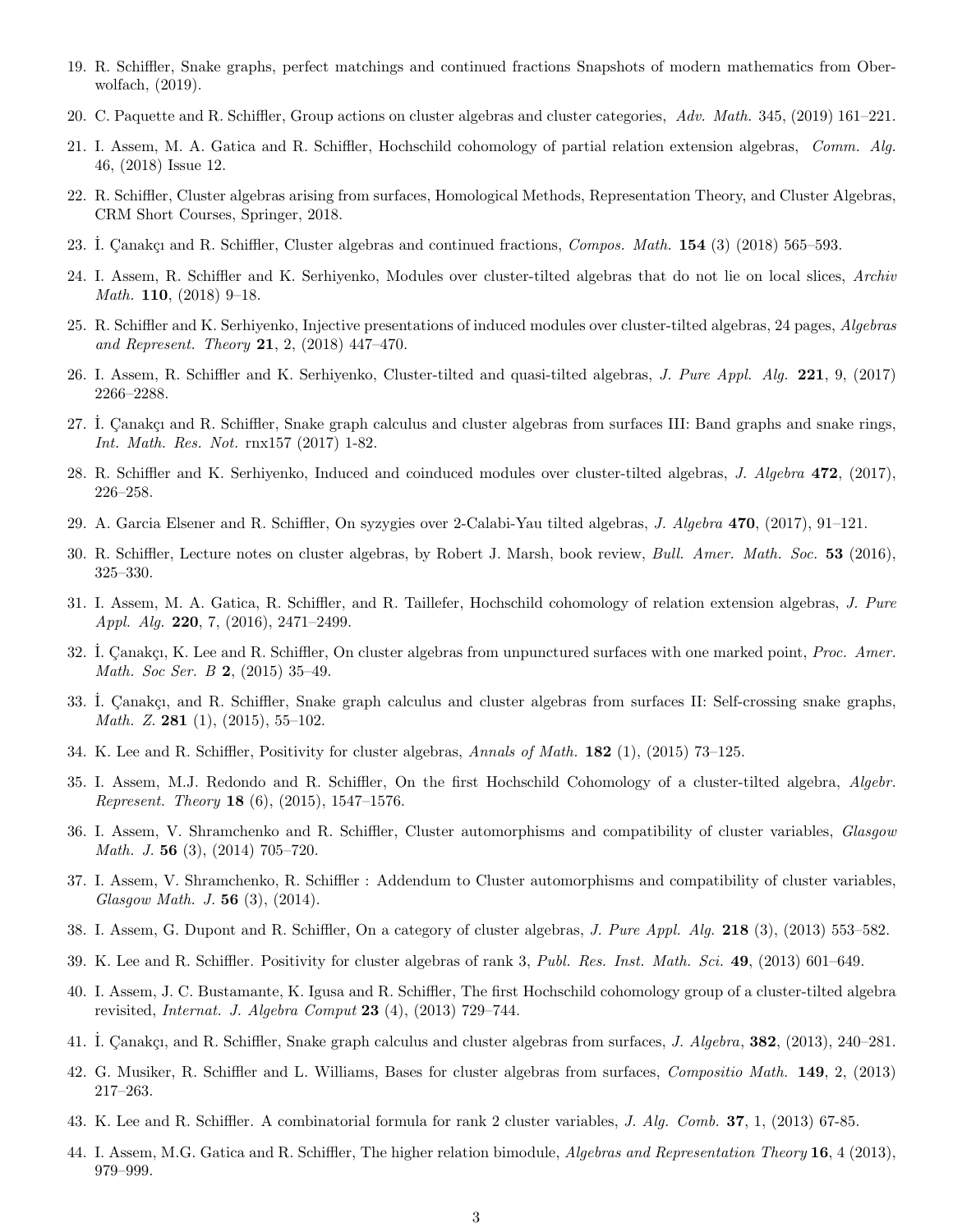19. R. Schiffler, Snake graphs, perfect matchings and continued fractions Snapshots of modern mathematics from Oberwolfach, (2019).

20. C. Paquette and R. Schiffler, Group actions on cluster algebras and cluster categories, *Adv. Math.* 345, (2019) 161–221.

21. I. Assem, M. A. Gatica and R. Schiffler, Hochschild cohomology of partial relation extension algebras, *Comm. Alg.* 46, (2018) Issue 12.

22. R. Schiffler, Cluster algebras arising from surfaces, Homological Methods, Representation Theory, and Cluster Algebras, CRM Short Courses, Springer, 2018.

23. İ. Çanakçı and R. Schiffler, Cluster algebras and continued fractions, *Compos. Math.* **154** (3) (2018) 565–593.

24. I. Assem, R. Schiffler and K. Serhiyenko, Modules over cluster-tilted algebras that do not lie on local slices, *Archiv Math.* **110**, (2018) 9–18.

25. R. Schiffler and K. Serhiyenko, Injective presentations of induced modules over cluster-tilted algebras, 24 pages, *Algebras and Represent. Theory* **21**, 2, (2018) 447–470.

26. I. Assem, R. Schiffler and K. Serhiyenko, Cluster-tilted and quasi-tilted algebras, *J. Pure Appl. Alg.* **221**, 9, (2017) 2266–2288.

27. İ. Çanakçı and R. Schiffler, Snake graph calculus and cluster algebras from surfaces III: Band graphs and snake rings, *Int. Math. Res. Not.* rnx157 (2017) 1-82.

28. R. Schiffler and K. Serhiyenko, Induced and coinduced modules over cluster-tilted algebras, *J. Algebra* **472**, (2017), 226–258.

29. A. Garcia Elsener and R. Schiffler, On syzygies over 2-Calabi-Yau tilted algebras, *J. Algebra* **470**, (2017), 91–121.

30. R. Schiffler, Lecture notes on cluster algebras, by Robert J. Marsh, book review, *Bull. Amer. Math. Soc.* **53** (2016), 325–330.

31. I. Assem, M. A. Gatica, R. Schiffler, and R. Taillefer, Hochschild cohomology of relation extension algebras, *J. Pure Appl. Alg.* **220**, 7, (2016), 2471–2499.

32. İ. Çanakçı, K. Lee and R. Schiffler, On cluster algebras from unpunctured surfaces with one marked point, *Proc. Amer. Math. Soc Ser. B* **2**, (2015) 35–49.

33. İ. Çanakçı, and R. Schiffler, Snake graph calculus and cluster algebras from surfaces II: Self-crossing snake graphs, *Math. Z.* **281** (1), (2015), 55–102.

34. K. Lee and R. Schiffler, Positivity for cluster algebras, *Annals of Math.* **182** (1), (2015) 73–125.

35. I. Assem, M.J. Redondo and R. Schiffler, On the first Hochschild Cohomology of a cluster-tilted algebra, *Algebr. Represent. Theory* **18** (6), (2015), 1547–1576.

36. I. Assem, V. Shramchenko and R. Schiffler, Cluster automorphisms and compatibility of cluster variables, *Glasgow Math. J.* **56** (3), (2014) 705–720.

37. I. Assem, V. Shramchenko, R. Schiffler : Addendum to Cluster automorphisms and compatibility of cluster variables, *Glasgow Math. J.* **56** (3), (2014).

38. I. Assem, G. Dupont and R. Schiffler, On a category of cluster algebras, *J. Pure Appl. Alg.* **218** (3), (2013) 553–582.

39. K. Lee and R. Schiffler. Positivity for cluster algebras of rank 3, *Publ. Res. Inst. Math. Sci.* **49**, (2013) 601–649.

40. I. Assem, J. C. Bustamante, K. Igusa and R. Schiffler, The first Hochschild cohomology group of a cluster-tilted algebra revisited, *Internat. J. Algebra Comput* **23** (4), (2013) 729–744.

41. İ. Çanakçı, and R. Schiffler, Snake graph calculus and cluster algebras from surfaces, *J. Algebra*, **382**, (2013), 240–281.

42. G. Musiker, R. Schiffler and L. Williams, Bases for cluster algebras from surfaces, *Compositio Math.* **149**, 2, (2013) 217–263.

43. K. Lee and R. Schiffler. A combinatorial formula for rank 2 cluster variables, *J. Alg. Comb.* **37**, 1, (2013) 67-85.

44. I. Assem, M.G. Gatica and R. Schiffler, The higher relation bimodule, *Algebras and Representation Theory* **16**, 4 (2013), 979–999.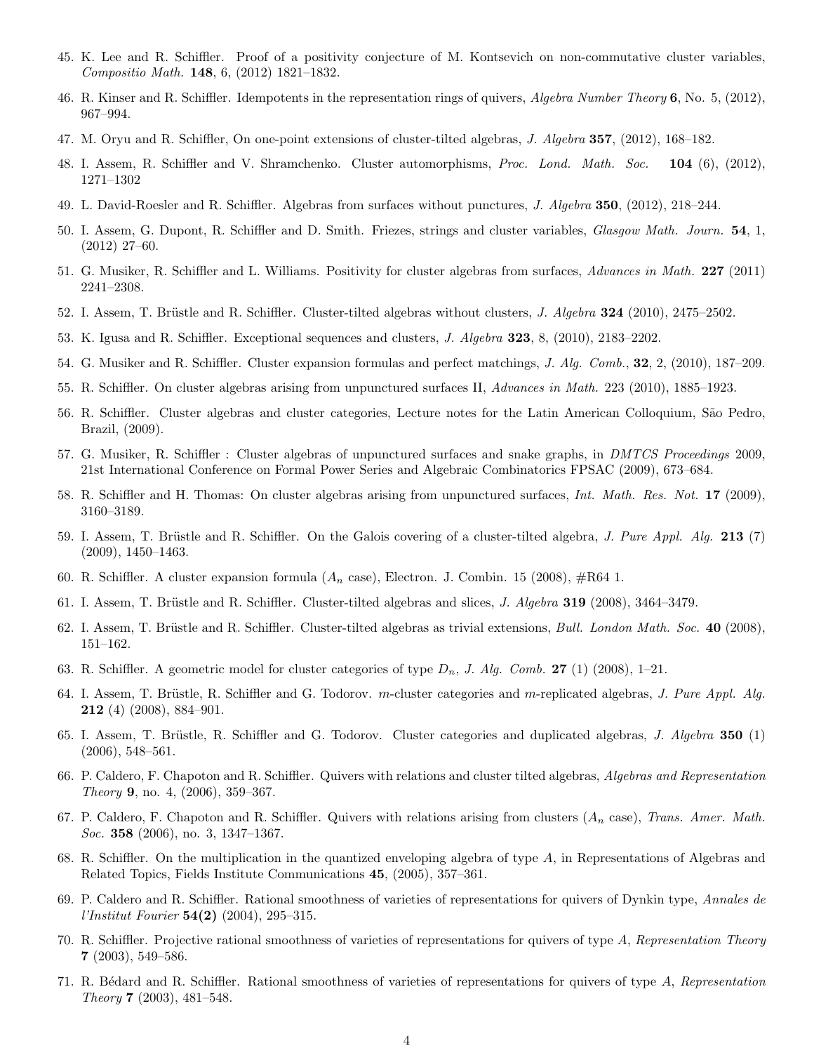45. K. Lee and R. Schiffler. Proof of a positivity conjecture of M. Kontsevich on non-commutative cluster variables, *Compositio Math.* **148**, 6, (2012) 1821–1832.

46. R. Kinser and R. Schiffler. Idempotents in the representation rings of quivers, *Algebra Number Theory* **6**, No. 5, (2012), 967–994.

47. M. Oryu and R. Schiffler, On one-point extensions of cluster-tilted algebras, *J. Algebra* **357**, (2012), 168–182.

48. I. Assem, R. Schiffler and V. Shramchenko. Cluster automorphisms, *Proc. Lond. Math. Soc.* **104** (6), (2012), 1271–1302

49. L. David-Roesler and R. Schiffler. Algebras from surfaces without punctures, *J. Algebra* **350**, (2012), 218–244.

50. I. Assem, G. Dupont, R. Schiffler and D. Smith. Friezes, strings and cluster variables, *Glasgow Math. Journ.* **54**, 1, (2012) 27–60.

51. G. Musiker, R. Schiffler and L. Williams. Positivity for cluster algebras from surfaces, *Advances in Math.* **227** (2011) 2241–2308.

52. I. Assem, T. Brüstle and R. Schiffler. Cluster-tilted algebras without clusters, *J. Algebra* **324** (2010), 2475–2502.

53. K. Igusa and R. Schiffler. Exceptional sequences and clusters, *J. Algebra* **323**, 8, (2010), 2183–2202.

54. G. Musiker and R. Schiffler. Cluster expansion formulas and perfect matchings, *J. Alg. Comb.*, **32**, 2, (2010), 187–209.

55. R. Schiffler. On cluster algebras arising from unpunctured surfaces II, *Advances in Math.* 223 (2010), 1885–1923.

56. R. Schiffler. Cluster algebras and cluster categories, Lecture notes for the Latin American Colloquium, São Pedro, Brazil, (2009).

57. G. Musiker, R. Schiffler : Cluster algebras of unpunctured surfaces and snake graphs, in *DMTCS Proceedings* 2009, 21st International Conference on Formal Power Series and Algebraic Combinatorics FPSAC (2009), 673–684.

58. R. Schiffler and H. Thomas: On cluster algebras arising from unpunctured surfaces, *Int. Math. Res. Not.* **17** (2009), 3160–3189.

59. I. Assem, T. Brüstle and R. Schiffler. On the Galois covering of a cluster-tilted algebra, *J. Pure Appl. Alg.* **213** (7) (2009), 1450–1463.

60. R. Schiffler. A cluster expansion formula ($A_n$ case), Electron. J. Combin. 15 (2008), #R64 1.

61. I. Assem, T. Brüstle and R. Schiffler. Cluster-tilted algebras and slices, *J. Algebra* **319** (2008), 3464–3479.

62. I. Assem, T. Brüstle and R. Schiffler. Cluster-tilted algebras as trivial extensions, *Bull. London Math. Soc.* **40** (2008), 151–162.

63. R. Schiffler. A geometric model for cluster categories of type $D_n$, *J. Alg. Comb.* **27** (1) (2008), 1–21.

64. I. Assem, T. Brüstle, R. Schiffler and G. Todorov. $m$-cluster categories and $m$-replicated algebras, *J. Pure Appl. Alg.* **212** (4) (2008), 884–901.

65. I. Assem, T. Brüstle, R. Schiffler and G. Todorov. Cluster categories and duplicated algebras, *J. Algebra* **350** (1) (2006), 548–561.

66. P. Caldero, F. Chapoton and R. Schiffler. Quivers with relations and cluster tilted algebras, *Algebras and Representation Theory* **9**, no. 4, (2006), 359–367.

67. P. Caldero, F. Chapoton and R. Schiffler. Quivers with relations arising from clusters ($A_n$ case), *Trans. Amer. Math. Soc.* **358** (2006), no. 3, 1347–1367.

68. R. Schiffler. On the multiplication in the quantized enveloping algebra of type $A$, in Representations of Algebras and Related Topics, Fields Institute Communications **45**, (2005), 357–361.

69. P. Caldero and R. Schiffler. Rational smoothness of varieties of representations for quivers of Dynkin type, *Annales de l'Institut Fourier* **54(2)** (2004), 295–315.

70. R. Schiffler. Projective rational smoothness of varieties of representations for quivers of type $A$, *Representation Theory* **7** (2003), 549–586.

71. R. Bédard and R. Schiffler. Rational smoothness of varieties of representations for quivers of type $A$, *Representation Theory* **7** (2003), 481–548.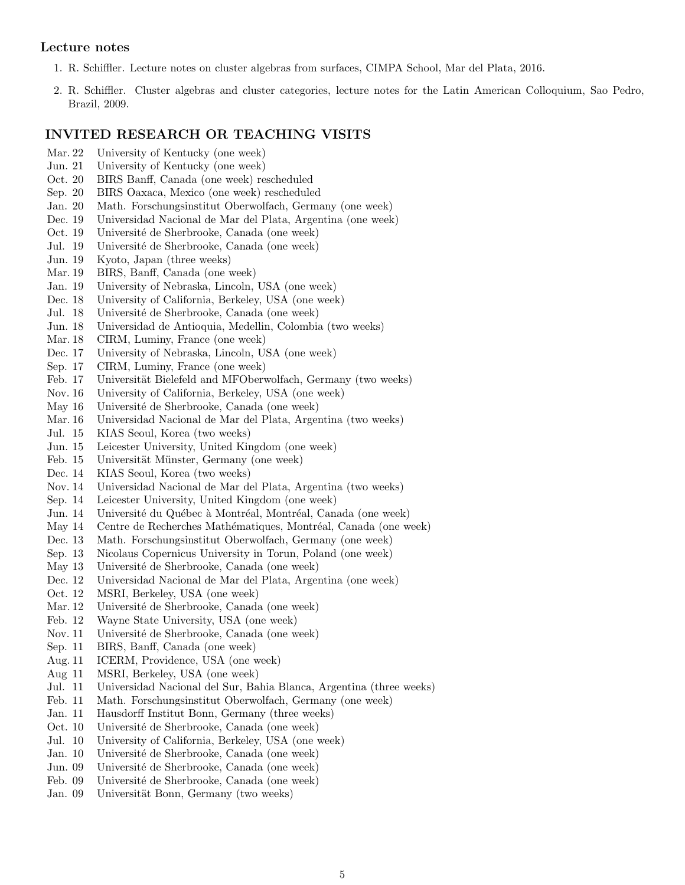### Lecture notes

1. R. Schiffler. Lecture notes on cluster algebras from surfaces, CIMPA School, Mar del Plata, 2016.
2. R. Schiffler. Cluster algebras and cluster categories, lecture notes for the Latin American Colloquium, Sao Pedro, Brazil, 2009.

## INVITED RESEARCH OR TEACHING VISITS

| | |
|---|---|
| Mar. 22 | University of Kentucky (one week) |
| Jun. 21 | University of Kentucky (one week) |
| Oct. 20 | BIRS Banff, Canada (one week) rescheduled |
| Sep. 20 | BIRS Oaxaca, Mexico (one week) rescheduled |
| Jan. 20 | Math. Forschungsinstitut Oberwolfach, Germany (one week) |
| Dec. 19 | Universidad Nacional de Mar del Plata, Argentina (one week) |
| Oct. 19 | Université de Sherbrooke, Canada (one week) |
| Jul. 19 | Université de Sherbrooke, Canada (one week) |
| Jun. 19 | Kyoto, Japan (three weeks) |
| Mar. 19 | BIRS, Banff, Canada (one week) |
| Jan. 19 | University of Nebraska, Lincoln, USA (one week) |
| Dec. 18 | University of California, Berkeley, USA (one week) |
| Jul. 18 | Université de Sherbrooke, Canada (one week) |
| Jun. 18 | Universidad de Antioquia, Medellin, Colombia (two weeks) |
| Mar. 18 | CIRM, Luminy, France (one week) |
| Dec. 17 | University of Nebraska, Lincoln, USA (one week) |
| Sep. 17 | CIRM, Luminy, France (one week) |
| Feb. 17 | Universität Bielefeld and MFOberwolfach, Germany (two weeks) |
| Nov. 16 | University of California, Berkeley, USA (one week) |
| May 16 | Université de Sherbrooke, Canada (one week) |
| Mar. 16 | Universidad Nacional de Mar del Plata, Argentina (two weeks) |
| Jul. 15 | KIAS Seoul, Korea (two weeks) |
| Jun. 15 | Leicester University, United Kingdom (one week) |
| Feb. 15 | Universität Münster, Germany (one week) |
| Dec. 14 | KIAS Seoul, Korea (two weeks) |
| Nov. 14 | Universidad Nacional de Mar del Plata, Argentina (two weeks) |
| Sep. 14 | Leicester University, United Kingdom (one week) |
| Jun. 14 | Université du Québec à Montréal, Montréal, Canada (one week) |
| May 14 | Centre de Recherches Mathématiques, Montréal, Canada (one week) |
| Dec. 13 | Math. Forschungsinstitut Oberwolfach, Germany (one week) |
| Sep. 13 | Nicolaus Copernicus University in Torun, Poland (one week) |
| May 13 | Université de Sherbrooke, Canada (one week) |
| Dec. 12 | Universidad Nacional de Mar del Plata, Argentina (one week) |
| Oct. 12 | MSRI, Berkeley, USA (one week) |
| Mar. 12 | Université de Sherbrooke, Canada (one week) |
| Feb. 12 | Wayne State University, USA (one week) |
| Nov. 11 | Université de Sherbrooke, Canada (one week) |
| Sep. 11 | BIRS, Banff, Canada (one week) |
| Aug. 11 | ICERM, Providence, USA (one week) |
| Aug 11 | MSRI, Berkeley, USA (one week) |
| Jul. 11 | Universidad Nacional del Sur, Bahia Blanca, Argentina (three weeks) |
| Feb. 11 | Math. Forschungsinstitut Oberwolfach, Germany (one week) |
| Jan. 11 | Hausdorff Institut Bonn, Germany (three weeks) |
| Oct. 10 | Université de Sherbrooke, Canada (one week) |
| Jul. 10 | University of California, Berkeley, USA (one week) |
| Jan. 10 | Université de Sherbrooke, Canada (one week) |
| Jun. 09 | Université de Sherbrooke, Canada (one week) |
| Feb. 09 | Université de Sherbrooke, Canada (one week) |
| Jan. 09 | Universität Bonn, Germany (two weeks) |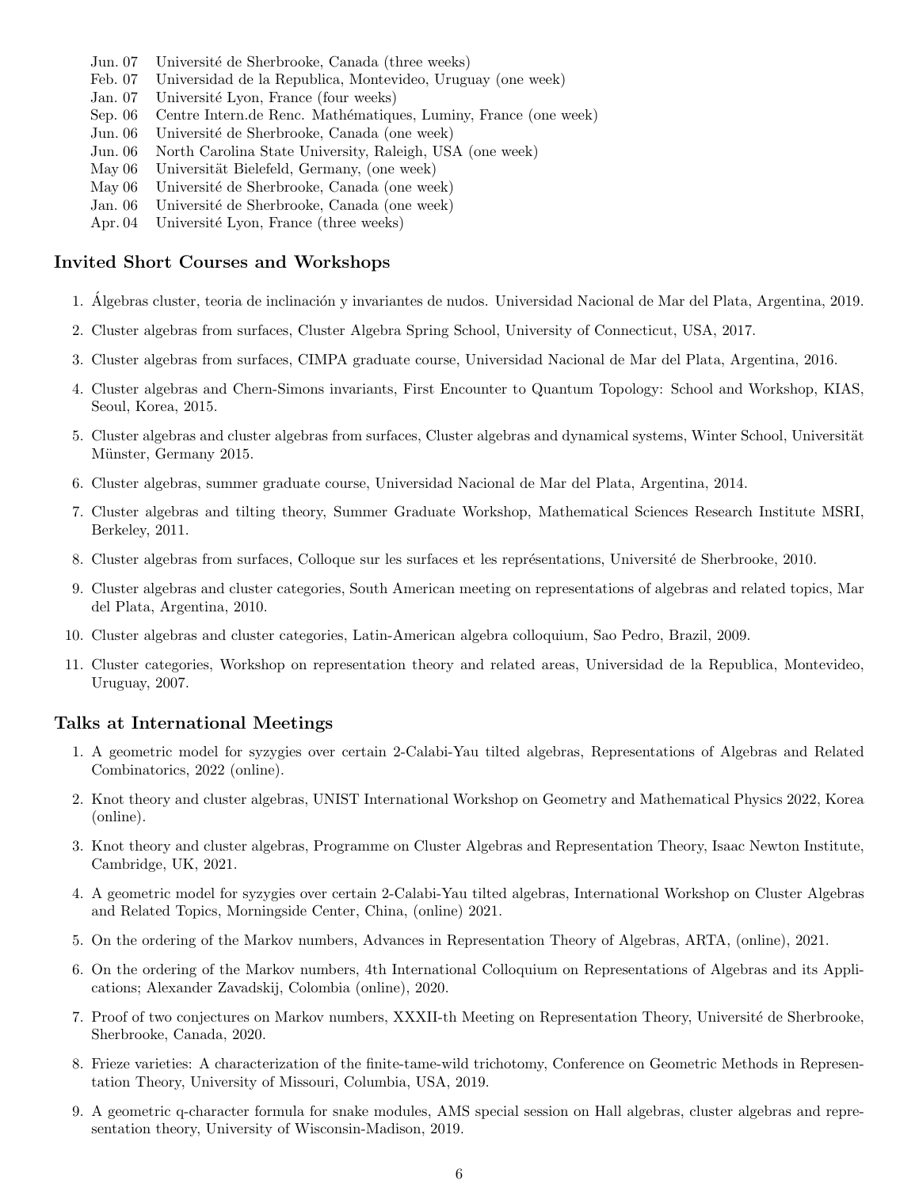| | |
|---|---|
| Jun. 07 | Université de Sherbrooke, Canada (three weeks) |
| Feb. 07 | Universidad de la Republica, Montevideo, Uruguay (one week) |
| Jan. 07 | Université Lyon, France (four weeks) |
| Sep. 06 | Centre Intern.de Renc. Mathématiques, Luminy, France (one week) |
| Jun. 06 | Université de Sherbrooke, Canada (one week) |
| Jun. 06 | North Carolina State University, Raleigh, USA (one week) |
| May 06 | Universität Bielefeld, Germany, (one week) |
| May 06 | Université de Sherbrooke, Canada (one week) |
| Jan. 06 | Université de Sherbrooke, Canada (one week) |
| Apr. 04 | Université Lyon, France (three weeks) |

## Invited Short Courses and Workshops

1. Álgebras cluster, teoria de inclinación y invariantes de nudos. Universidad Nacional de Mar del Plata, Argentina, 2019.
2. Cluster algebras from surfaces, Cluster Algebra Spring School, University of Connecticut, USA, 2017.
3. Cluster algebras from surfaces, CIMPA graduate course, Universidad Nacional de Mar del Plata, Argentina, 2016.
4. Cluster algebras and Chern-Simons invariants, First Encounter to Quantum Topology: School and Workshop, KIAS, Seoul, Korea, 2015.
5. Cluster algebras and cluster algebras from surfaces, Cluster algebras and dynamical systems, Winter School, Universität Münster, Germany 2015.
6. Cluster algebras, summer graduate course, Universidad Nacional de Mar del Plata, Argentina, 2014.
7. Cluster algebras and tilting theory, Summer Graduate Workshop, Mathematical Sciences Research Institute MSRI, Berkeley, 2011.
8. Cluster algebras from surfaces, Colloque sur les surfaces et les représentations, Université de Sherbrooke, 2010.
9. Cluster algebras and cluster categories, South American meeting on representations of algebras and related topics, Mar del Plata, Argentina, 2010.
10. Cluster algebras and cluster categories, Latin-American algebra colloquium, Sao Pedro, Brazil, 2009.
11. Cluster categories, Workshop on representation theory and related areas, Universidad de la Republica, Montevideo, Uruguay, 2007.

## Talks at International Meetings

1. A geometric model for syzygies over certain 2-Calabi-Yau tilted algebras, Representations of Algebras and Related Combinatorics, 2022 (online).
2. Knot theory and cluster algebras, UNIST International Workshop on Geometry and Mathematical Physics 2022, Korea (online).
3. Knot theory and cluster algebras, Programme on Cluster Algebras and Representation Theory, Isaac Newton Institute, Cambridge, UK, 2021.
4. A geometric model for syzygies over certain 2-Calabi-Yau tilted algebras, International Workshop on Cluster Algebras and Related Topics, Morningside Center, China, (online) 2021.
5. On the ordering of the Markov numbers, Advances in Representation Theory of Algebras, ARTA, (online), 2021.
6. On the ordering of the Markov numbers, 4th International Colloquium on Representations of Algebras and its Applications; Alexander Zavadskij, Colombia (online), 2020.
7. Proof of two conjectures on Markov numbers, XXXII-th Meeting on Representation Theory, Université de Sherbrooke, Sherbrooke, Canada, 2020.
8. Frieze varieties: A characterization of the finite-tame-wild trichotomy, Conference on Geometric Methods in Representation Theory, University of Missouri, Columbia, USA, 2019.
9. A geometric q-character formula for snake modules, AMS special session on Hall algebras, cluster algebras and representation theory, University of Wisconsin-Madison, 2019.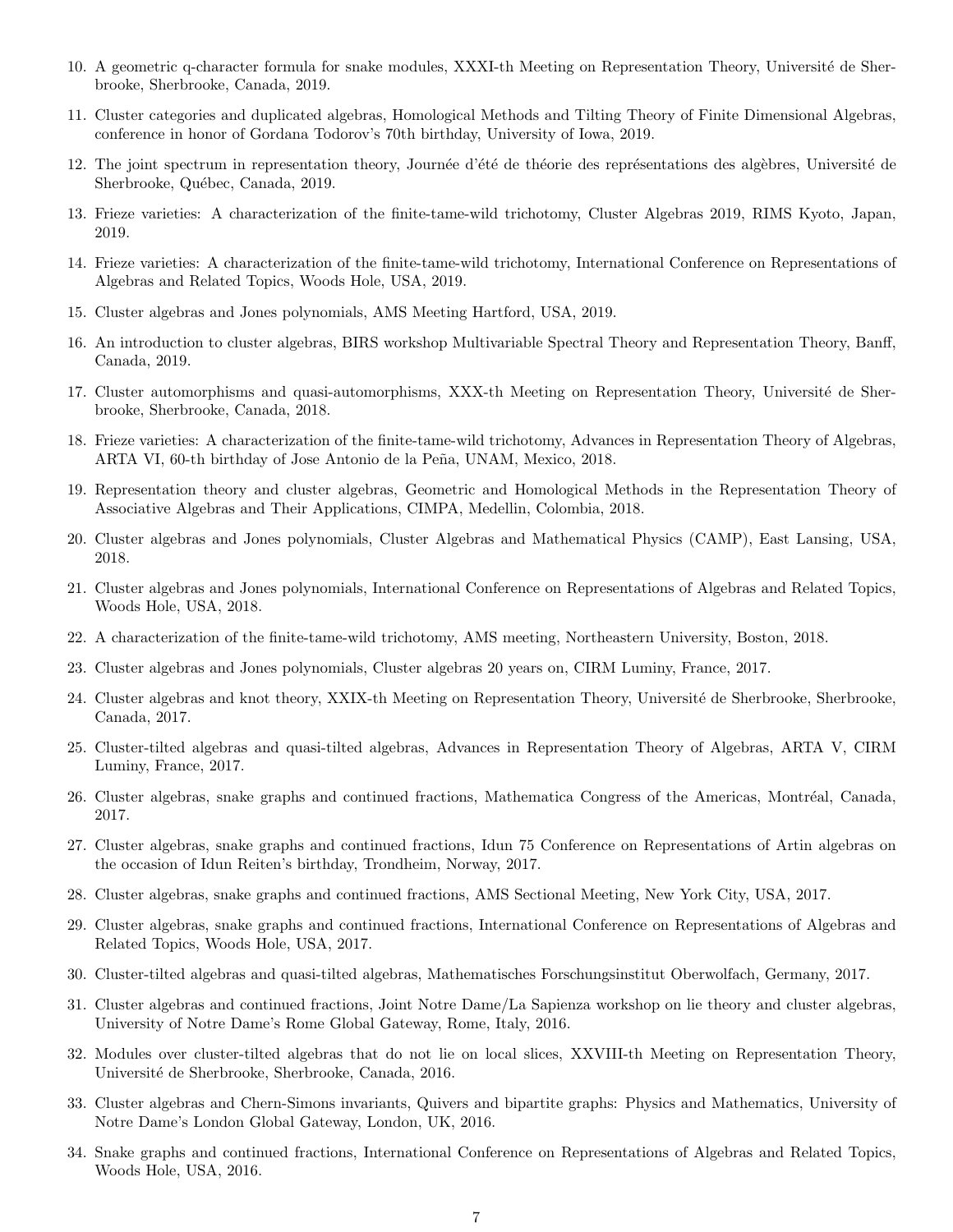10. A geometric q-character formula for snake modules, XXXI-th Meeting on Representation Theory, Université de Sherbrooke, Sherbrooke, Canada, 2019.

11. Cluster categories and duplicated algebras, Homological Methods and Tilting Theory of Finite Dimensional Algebras, conference in honor of Gordana Todorov's 70th birthday, University of Iowa, 2019.

12. The joint spectrum in representation theory, Journée d'été de théorie des représentations des algèbres, Université de Sherbrooke, Québec, Canada, 2019.

13. Frieze varieties: A characterization of the finite-tame-wild trichotomy, Cluster Algebras 2019, RIMS Kyoto, Japan, 2019.

14. Frieze varieties: A characterization of the finite-tame-wild trichotomy, International Conference on Representations of Algebras and Related Topics, Woods Hole, USA, 2019.

15. Cluster algebras and Jones polynomials, AMS Meeting Hartford, USA, 2019.

16. An introduction to cluster algebras, BIRS workshop Multivariable Spectral Theory and Representation Theory, Banff, Canada, 2019.

17. Cluster automorphisms and quasi-automorphisms, XXX-th Meeting on Representation Theory, Université de Sherbrooke, Sherbrooke, Canada, 2018.

18. Frieze varieties: A characterization of the finite-tame-wild trichotomy, Advances in Representation Theory of Algebras, ARTA VI, 60-th birthday of Jose Antonio de la Peña, UNAM, Mexico, 2018.

19. Representation theory and cluster algebras, Geometric and Homological Methods in the Representation Theory of Associative Algebras and Their Applications, CIMPA, Medellin, Colombia, 2018.

20. Cluster algebras and Jones polynomials, Cluster Algebras and Mathematical Physics (CAMP), East Lansing, USA, 2018.

21. Cluster algebras and Jones polynomials, International Conference on Representations of Algebras and Related Topics, Woods Hole, USA, 2018.

22. A characterization of the finite-tame-wild trichotomy, AMS meeting, Northeastern University, Boston, 2018.

23. Cluster algebras and Jones polynomials, Cluster algebras 20 years on, CIRM Luminy, France, 2017.

24. Cluster algebras and knot theory, XXIX-th Meeting on Representation Theory, Université de Sherbrooke, Sherbrooke, Canada, 2017.

25. Cluster-tilted algebras and quasi-tilted algebras, Advances in Representation Theory of Algebras, ARTA V, CIRM Luminy, France, 2017.

26. Cluster algebras, snake graphs and continued fractions, Mathematica Congress of the Americas, Montréal, Canada, 2017.

27. Cluster algebras, snake graphs and continued fractions, Idun 75 Conference on Representations of Artin algebras on the occasion of Idun Reiten's birthday, Trondheim, Norway, 2017.

28. Cluster algebras, snake graphs and continued fractions, AMS Sectional Meeting, New York City, USA, 2017.

29. Cluster algebras, snake graphs and continued fractions, International Conference on Representations of Algebras and Related Topics, Woods Hole, USA, 2017.

30. Cluster-tilted algebras and quasi-tilted algebras, Mathematisches Forschungsinstitut Oberwolfach, Germany, 2017.

31. Cluster algebras and continued fractions, Joint Notre Dame/La Sapienza workshop on lie theory and cluster algebras, University of Notre Dame's Rome Global Gateway, Rome, Italy, 2016.

32. Modules over cluster-tilted algebras that do not lie on local slices, XXVIII-th Meeting on Representation Theory, Université de Sherbrooke, Sherbrooke, Canada, 2016.

33. Cluster algebras and Chern-Simons invariants, Quivers and bipartite graphs: Physics and Mathematics, University of Notre Dame's London Global Gateway, London, UK, 2016.

34. Snake graphs and continued fractions, International Conference on Representations of Algebras and Related Topics, Woods Hole, USA, 2016.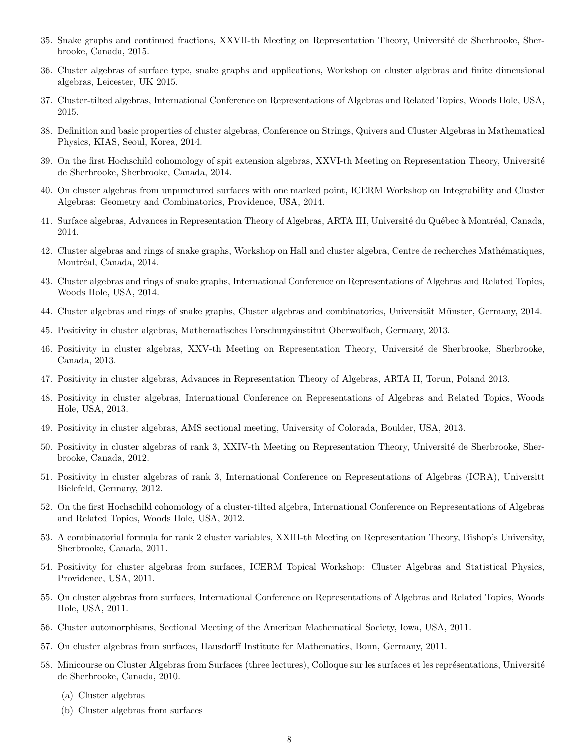35. Snake graphs and continued fractions, XXVII-th Meeting on Representation Theory, Université de Sherbrooke, Sherbrooke, Canada, 2015.

36. Cluster algebras of surface type, snake graphs and applications, Workshop on cluster algebras and finite dimensional algebras, Leicester, UK 2015.

37. Cluster-tilted algebras, International Conference on Representations of Algebras and Related Topics, Woods Hole, USA, 2015.

38. Definition and basic properties of cluster algebras, Conference on Strings, Quivers and Cluster Algebras in Mathematical Physics, KIAS, Seoul, Korea, 2014.

39. On the first Hochschild cohomology of spit extension algebras, XXVI-th Meeting on Representation Theory, Université de Sherbrooke, Sherbrooke, Canada, 2014.

40. On cluster algebras from unpunctured surfaces with one marked point, ICERM Workshop on Integrability and Cluster Algebras: Geometry and Combinatorics, Providence, USA, 2014.

41. Surface algebras, Advances in Representation Theory of Algebras, ARTA III, Université du Québec à Montréal, Canada, 2014.

42. Cluster algebras and rings of snake graphs, Workshop on Hall and cluster algebra, Centre de recherches Mathématiques, Montréal, Canada, 2014.

43. Cluster algebras and rings of snake graphs, International Conference on Representations of Algebras and Related Topics, Woods Hole, USA, 2014.

44. Cluster algebras and rings of snake graphs, Cluster algebras and combinatorics, Universität Münster, Germany, 2014.

45. Positivity in cluster algebras, Mathematisches Forschungsinstitut Oberwolfach, Germany, 2013.

46. Positivity in cluster algebras, XXV-th Meeting on Representation Theory, Université de Sherbrooke, Sherbrooke, Canada, 2013.

47. Positivity in cluster algebras, Advances in Representation Theory of Algebras, ARTA II, Torun, Poland 2013.

48. Positivity in cluster algebras, International Conference on Representations of Algebras and Related Topics, Woods Hole, USA, 2013.

49. Positivity in cluster algebras, AMS sectional meeting, University of Colorada, Boulder, USA, 2013.

50. Positivity in cluster algebras of rank 3, XXIV-th Meeting on Representation Theory, Université de Sherbrooke, Sherbrooke, Canada, 2012.

51. Positivity in cluster algebras of rank 3, International Conference on Representations of Algebras (ICRA), Universitt Bielefeld, Germany, 2012.

52. On the first Hochschild cohomology of a cluster-tilted algebra, International Conference on Representations of Algebras and Related Topics, Woods Hole, USA, 2012.

53. A combinatorial formula for rank 2 cluster variables, XXIII-th Meeting on Representation Theory, Bishop's University, Sherbrooke, Canada, 2011.

54. Positivity for cluster algebras from surfaces, ICERM Topical Workshop: Cluster Algebras and Statistical Physics, Providence, USA, 2011.

55. On cluster algebras from surfaces, International Conference on Representations of Algebras and Related Topics, Woods Hole, USA, 2011.

56. Cluster automorphisms, Sectional Meeting of the American Mathematical Society, Iowa, USA, 2011.

57. On cluster algebras from surfaces, Hausdorff Institute for Mathematics, Bonn, Germany, 2011.

58. Minicourse on Cluster Algebras from Surfaces (three lectures), Colloque sur les surfaces et les représentations, Université de Sherbrooke, Canada, 2010.
    (a) Cluster algebras
    (b) Cluster algebras from surfaces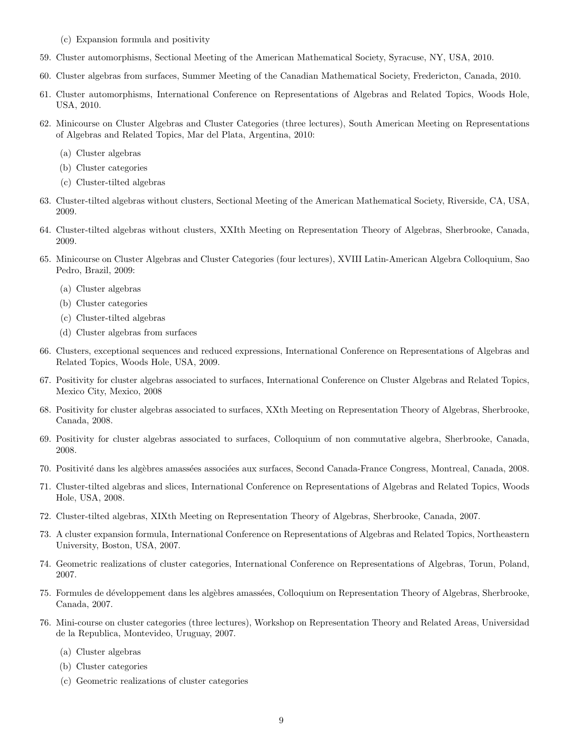(c) Expansion formula and positivity

59. Cluster automorphisms, Sectional Meeting of the American Mathematical Society, Syracuse, NY, USA, 2010.

60. Cluster algebras from surfaces, Summer Meeting of the Canadian Mathematical Society, Fredericton, Canada, 2010.

61. Cluster automorphisms, International Conference on Representations of Algebras and Related Topics, Woods Hole, USA, 2010.

62. Minicourse on Cluster Algebras and Cluster Categories (three lectures), South American Meeting on Representations of Algebras and Related Topics, Mar del Plata, Argentina, 2010:
   (a) Cluster algebras
   (b) Cluster categories
   (c) Cluster-tilted algebras

63. Cluster-tilted algebras without clusters, Sectional Meeting of the American Mathematical Society, Riverside, CA, USA, 2009.

64. Cluster-tilted algebras without clusters, XXIth Meeting on Representation Theory of Algebras, Sherbrooke, Canada, 2009.

65. Minicourse on Cluster Algebras and Cluster Categories (four lectures), XVIII Latin-American Algebra Colloquium, Sao Pedro, Brazil, 2009:
   (a) Cluster algebras
   (b) Cluster categories
   (c) Cluster-tilted algebras
   (d) Cluster algebras from surfaces

66. Clusters, exceptional sequences and reduced expressions, International Conference on Representations of Algebras and Related Topics, Woods Hole, USA, 2009.

67. Positivity for cluster algebras associated to surfaces, International Conference on Cluster Algebras and Related Topics, Mexico City, Mexico, 2008

68. Positivity for cluster algebras associated to surfaces, XXth Meeting on Representation Theory of Algebras, Sherbrooke, Canada, 2008.

69. Positivity for cluster algebras associated to surfaces, Colloquium of non commutative algebra, Sherbrooke, Canada, 2008.

70. Positivité dans les algèbres amassées associées aux surfaces, Second Canada-France Congress, Montreal, Canada, 2008.

71. Cluster-tilted algebras and slices, International Conference on Representations of Algebras and Related Topics, Woods Hole, USA, 2008.

72. Cluster-tilted algebras, XIXth Meeting on Representation Theory of Algebras, Sherbrooke, Canada, 2007.

73. A cluster expansion formula, International Conference on Representations of Algebras and Related Topics, Northeastern University, Boston, USA, 2007.

74. Geometric realizations of cluster categories, International Conference on Representations of Algebras, Torun, Poland, 2007.

75. Formules de développement dans les algèbres amassées, Colloquium on Representation Theory of Algebras, Sherbrooke, Canada, 2007.

76. Mini-course on cluster categories (three lectures), Workshop on Representation Theory and Related Areas, Universidad de la Republica, Montevideo, Uruguay, 2007.
   (a) Cluster algebras
   (b) Cluster categories
   (c) Geometric realizations of cluster categories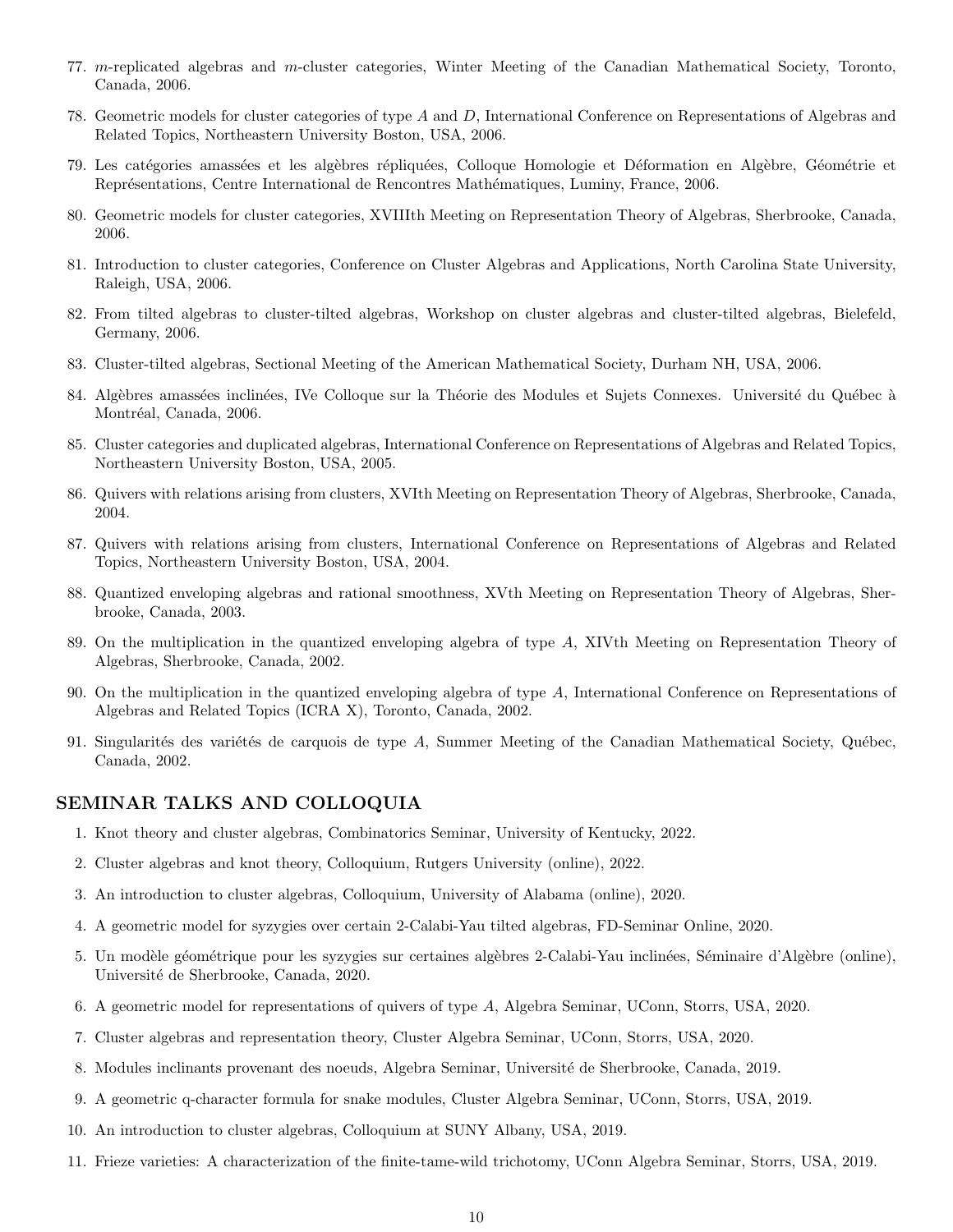77. $m$-replicated algebras and $m$-cluster categories, Winter Meeting of the Canadian Mathematical Society, Toronto, Canada, 2006.

78. Geometric models for cluster categories of type $A$ and $D$, International Conference on Representations of Algebras and Related Topics, Northeastern University Boston, USA, 2006.

79. Les catégories amassées et les algèbres répliquées, Colloque Homologie et Déformation en Algèbre, Géométrie et Représentations, Centre International de Rencontres Mathématiques, Luminy, France, 2006.

80. Geometric models for cluster categories, XVIIIth Meeting on Representation Theory of Algebras, Sherbrooke, Canada, 2006.

81. Introduction to cluster categories, Conference on Cluster Algebras and Applications, North Carolina State University, Raleigh, USA, 2006.

82. From tilted algebras to cluster-tilted algebras, Workshop on cluster algebras and cluster-tilted algebras, Bielefeld, Germany, 2006.

83. Cluster-tilted algebras, Sectional Meeting of the American Mathematical Society, Durham NH, USA, 2006.

84. Algèbres amassées inclinées, IVe Colloque sur la Théorie des Modules et Sujets Connexes. Université du Québec à Montréal, Canada, 2006.

85. Cluster categories and duplicated algebras, International Conference on Representations of Algebras and Related Topics, Northeastern University Boston, USA, 2005.

86. Quivers with relations arising from clusters, XVIth Meeting on Representation Theory of Algebras, Sherbrooke, Canada, 2004.

87. Quivers with relations arising from clusters, International Conference on Representations of Algebras and Related Topics, Northeastern University Boston, USA, 2004.

88. Quantized enveloping algebras and rational smoothness, XVth Meeting on Representation Theory of Algebras, Sherbrooke, Canada, 2003.

89. On the multiplication in the quantized enveloping algebra of type $A$, XIVth Meeting on Representation Theory of Algebras, Sherbrooke, Canada, 2002.

90. On the multiplication in the quantized enveloping algebra of type $A$, International Conference on Representations of Algebras and Related Topics (ICRA X), Toronto, Canada, 2002.

91. Singularités des variétés de carquois de type $A$, Summer Meeting of the Canadian Mathematical Society, Québec, Canada, 2002.

## SEMINAR TALKS AND COLLOQUIA

1. Knot theory and cluster algebras, Combinatorics Seminar, University of Kentucky, 2022.

2. Cluster algebras and knot theory, Colloquium, Rutgers University (online), 2022.

3. An introduction to cluster algebras, Colloquium, University of Alabama (online), 2020.

4. A geometric model for syzygies over certain 2-Calabi-Yau tilted algebras, FD-Seminar Online, 2020.

5. Un modèle géométrique pour les syzygies sur certaines algèbres 2-Calabi-Yau inclinées, Séminaire d'Algèbre (online), Université de Sherbrooke, Canada, 2020.

6. A geometric model for representations of quivers of type $A$, Algebra Seminar, UConn, Storrs, USA, 2020.

7. Cluster algebras and representation theory, Cluster Algebra Seminar, UConn, Storrs, USA, 2020.

8. Modules inclinants provenant des noeuds, Algebra Seminar, Université de Sherbrooke, Canada, 2019.

9. A geometric q-character formula for snake modules, Cluster Algebra Seminar, UConn, Storrs, USA, 2019.

10. An introduction to cluster algebras, Colloquium at SUNY Albany, USA, 2019.

11. Frieze varieties: A characterization of the finite-tame-wild trichotomy, UConn Algebra Seminar, Storrs, USA, 2019.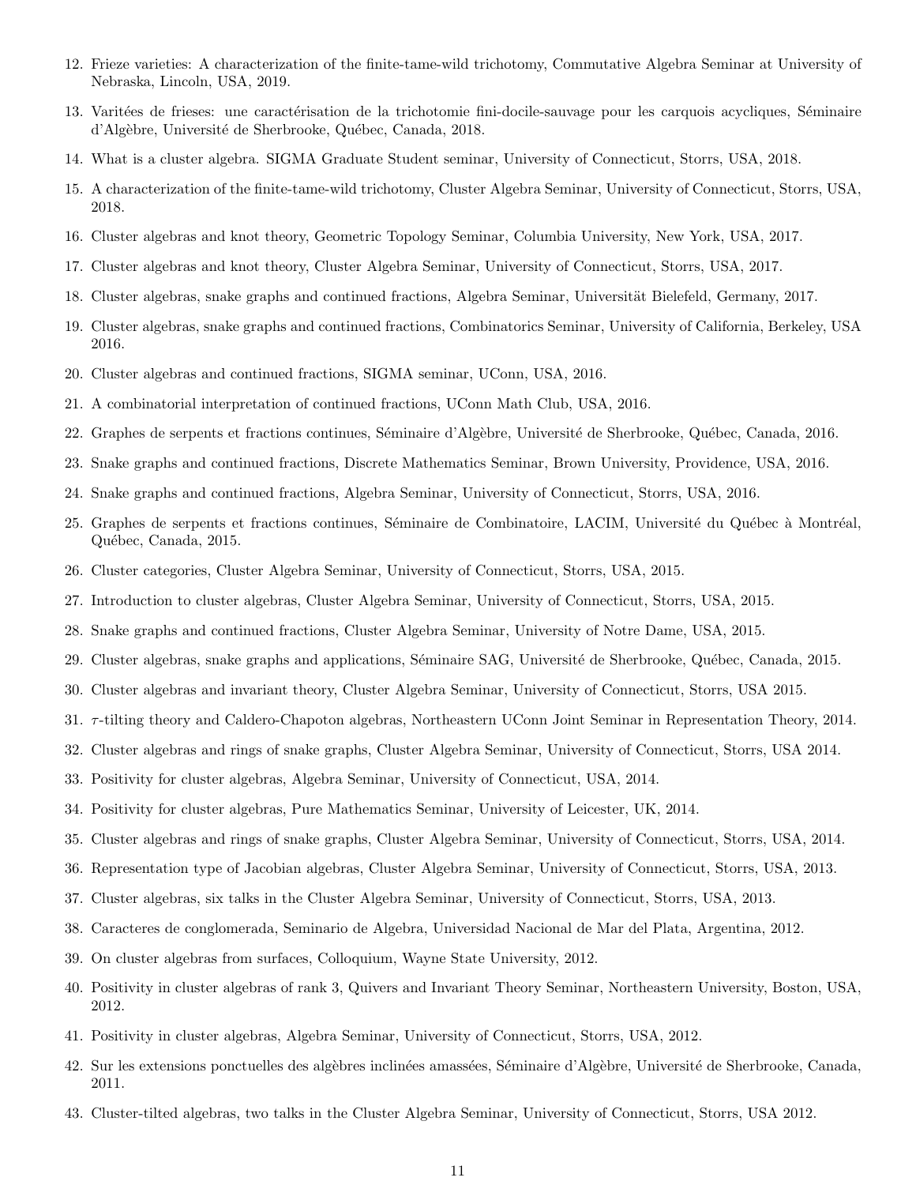12. Frieze varieties: A characterization of the finite-tame-wild trichotomy, Commutative Algebra Seminar at University of Nebraska, Lincoln, USA, 2019.
13. Varitées de frieses: une caractérisation de la trichotomie fini-docile-sauvage pour les carquois acycliques, Séminaire d'Algèbre, Université de Sherbrooke, Québec, Canada, 2018.
14. What is a cluster algebra. SIGMA Graduate Student seminar, University of Connecticut, Storrs, USA, 2018.
15. A characterization of the finite-tame-wild trichotomy, Cluster Algebra Seminar, University of Connecticut, Storrs, USA, 2018.
16. Cluster algebras and knot theory, Geometric Topology Seminar, Columbia University, New York, USA, 2017.
17. Cluster algebras and knot theory, Cluster Algebra Seminar, University of Connecticut, Storrs, USA, 2017.
18. Cluster algebras, snake graphs and continued fractions, Algebra Seminar, Universität Bielefeld, Germany, 2017.
19. Cluster algebras, snake graphs and continued fractions, Combinatorics Seminar, University of California, Berkeley, USA 2016.
20. Cluster algebras and continued fractions, SIGMA seminar, UConn, USA, 2016.
21. A combinatorial interpretation of continued fractions, UConn Math Club, USA, 2016.
22. Graphes de serpents et fractions continues, Séminaire d'Algèbre, Université de Sherbrooke, Québec, Canada, 2016.
23. Snake graphs and continued fractions, Discrete Mathematics Seminar, Brown University, Providence, USA, 2016.
24. Snake graphs and continued fractions, Algebra Seminar, University of Connecticut, Storrs, USA, 2016.
25. Graphes de serpents et fractions continues, Séminaire de Combinatoire, LACIM, Université du Québec à Montréal, Québec, Canada, 2015.
26. Cluster categories, Cluster Algebra Seminar, University of Connecticut, Storrs, USA, 2015.
27. Introduction to cluster algebras, Cluster Algebra Seminar, University of Connecticut, Storrs, USA, 2015.
28. Snake graphs and continued fractions, Cluster Algebra Seminar, University of Notre Dame, USA, 2015.
29. Cluster algebras, snake graphs and applications, Séminaire SAG, Université de Sherbrooke, Québec, Canada, 2015.
30. Cluster algebras and invariant theory, Cluster Algebra Seminar, University of Connecticut, Storrs, USA 2015.
31. $\tau$-tilting theory and Caldero-Chapoton algebras, Northeastern UConn Joint Seminar in Representation Theory, 2014.
32. Cluster algebras and rings of snake graphs, Cluster Algebra Seminar, University of Connecticut, Storrs, USA 2014.
33. Positivity for cluster algebras, Algebra Seminar, University of Connecticut, USA, 2014.
34. Positivity for cluster algebras, Pure Mathematics Seminar, University of Leicester, UK, 2014.
35. Cluster algebras and rings of snake graphs, Cluster Algebra Seminar, University of Connecticut, Storrs, USA, 2014.
36. Representation type of Jacobian algebras, Cluster Algebra Seminar, University of Connecticut, Storrs, USA, 2013.
37. Cluster algebras, six talks in the Cluster Algebra Seminar, University of Connecticut, Storrs, USA, 2013.
38. Caracteres de conglomerada, Seminario de Algebra, Universidad Nacional de Mar del Plata, Argentina, 2012.
39. On cluster algebras from surfaces, Colloquium, Wayne State University, 2012.
40. Positivity in cluster algebras of rank 3, Quivers and Invariant Theory Seminar, Northeastern University, Boston, USA, 2012.
41. Positivity in cluster algebras, Algebra Seminar, University of Connecticut, Storrs, USA, 2012.
42. Sur les extensions ponctuelles des algèbres inclinées amassées, Séminaire d'Algèbre, Université de Sherbrooke, Canada, 2011.
43. Cluster-tilted algebras, two talks in the Cluster Algebra Seminar, University of Connecticut, Storrs, USA 2012.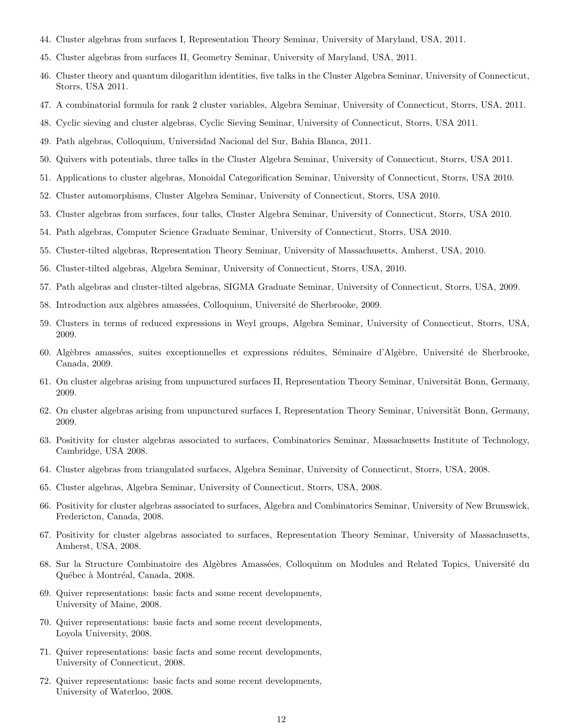44. Cluster algebras from surfaces I, Representation Theory Seminar, University of Maryland, USA, 2011.
45. Cluster algebras from surfaces II, Geometry Seminar, University of Maryland, USA, 2011.
46. Cluster theory and quantum dilogarithm identities, five talks in the Cluster Algebra Seminar, University of Connecticut, Storrs, USA 2011.
47. A combinatorial formula for rank 2 cluster variables, Algebra Seminar, University of Connecticut, Storrs, USA, 2011.
48. Cyclic sieving and cluster algebras, Cyclic Sieving Seminar, University of Connecticut, Storrs, USA 2011.
49. Path algebras, Colloquium, Universidad Nacional del Sur, Bahia Blanca, 2011.
50. Quivers with potentials, three talks in the Cluster Algebra Seminar, University of Connecticut, Storrs, USA 2011.
51. Applications to cluster algebras, Monoidal Categorification Seminar, University of Connecticut, Storrs, USA 2010.
52. Cluster automorphisms, Cluster Algebra Seminar, University of Connecticut, Storrs, USA 2010.
53. Cluster algebras from surfaces, four talks, Cluster Algebra Seminar, University of Connecticut, Storrs, USA 2010.
54. Path algebras, Computer Science Graduate Seminar, University of Connecticut, Storrs, USA 2010.
55. Cluster-tilted algebras, Representation Theory Seminar, University of Massachusetts, Amherst, USA, 2010.
56. Cluster-tilted algebras, Algebra Seminar, University of Connecticut, Storrs, USA, 2010.
57. Path algebras and cluster-tilted algebras, SIGMA Graduate Seminar, University of Connecticut, Storrs, USA, 2009.
58. Introduction aux algèbres amassées, Colloquium, Université de Sherbrooke, 2009.
59. Clusters in terms of reduced expressions in Weyl groups, Algebra Seminar, University of Connecticut, Storrs, USA, 2009.
60. Algèbres amassées, suites exceptionnelles et expressions réduites, Séminaire d'Algèbre, Université de Sherbrooke, Canada, 2009.
61. On cluster algebras arising from unpunctured surfaces II, Representation Theory Seminar, Universität Bonn, Germany, 2009.
62. On cluster algebras arising from unpunctured surfaces I, Representation Theory Seminar, Universität Bonn, Germany, 2009.
63. Positivity for cluster algebras associated to surfaces, Combinatorics Seminar, Massachusetts Institute of Technology, Cambridge, USA 2008.
64. Cluster algebras from triangulated surfaces, Algebra Seminar, University of Connecticut, Storrs, USA, 2008.
65. Cluster algebras, Algebra Seminar, University of Connecticut, Storrs, USA, 2008.
66. Positivity for cluster algebras associated to surfaces, Algebra and Combinatorics Seminar, University of New Brunswick, Fredericton, Canada, 2008.
67. Positivity for cluster algebras associated to surfaces, Representation Theory Seminar, University of Massachusetts, Amherst, USA, 2008.
68. Sur la Structure Combinatoire des Algèbres Amassées, Colloquium on Modules and Related Topics, Université du Québec à Montréal, Canada, 2008.
69. Quiver representations: basic facts and some recent developments, University of Maine, 2008.
70. Quiver representations: basic facts and some recent developments, Loyola University, 2008.
71. Quiver representations: basic facts and some recent developments, University of Connecticut, 2008.
72. Quiver representations: basic facts and some recent developments, University of Waterloo, 2008.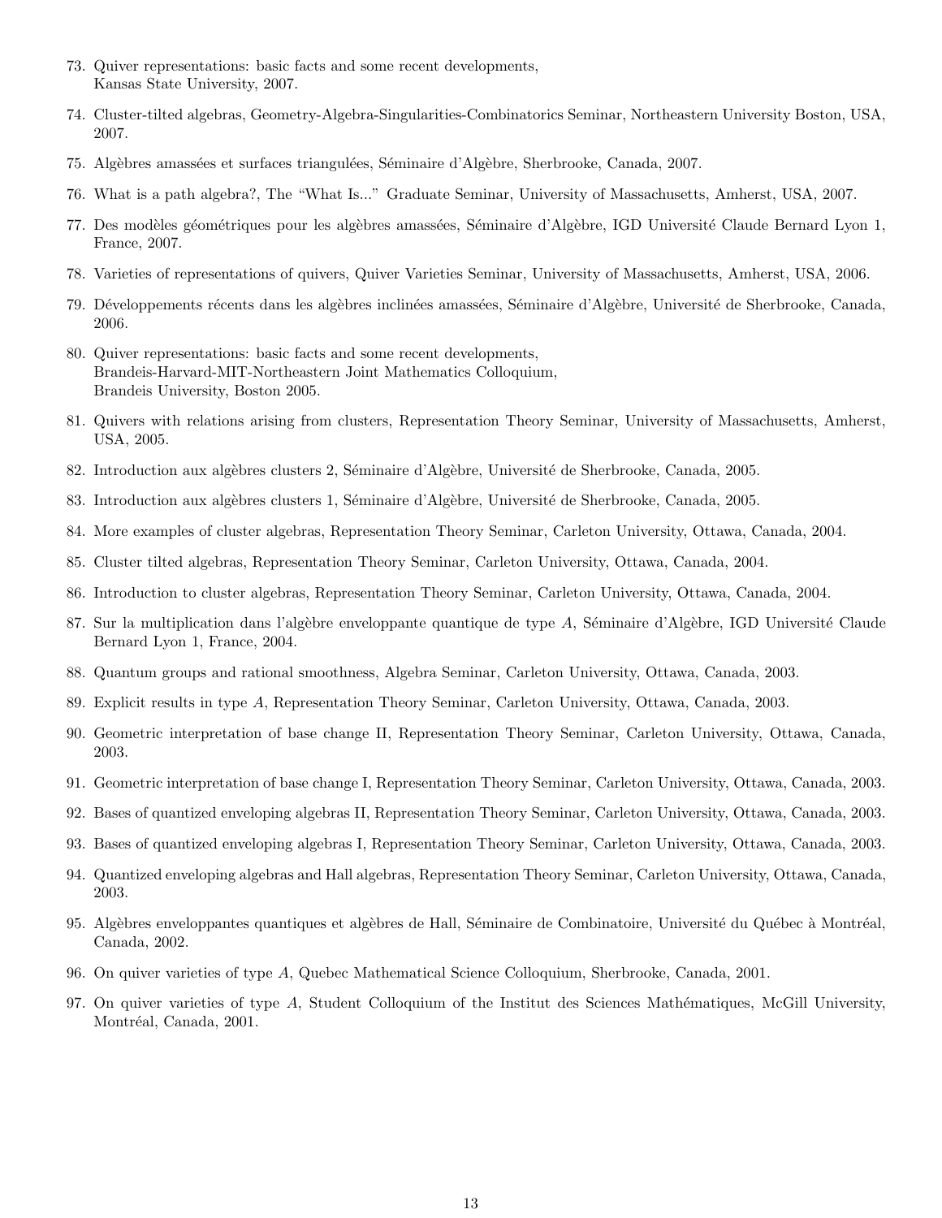73. Quiver representations: basic facts and some recent developments,
    Kansas State University, 2007.

74. Cluster-tilted algebras, Geometry-Algebra-Singularities-Combinatorics Seminar, Northeastern University Boston, USA, 2007.

75. Algèbres amassées et surfaces triangulées, Séminaire d'Algèbre, Sherbrooke, Canada, 2007.

76. What is a path algebra?, The "What Is..." Graduate Seminar, University of Massachusetts, Amherst, USA, 2007.

77. Des modèles géométriques pour les algèbres amassées, Séminaire d'Algèbre, IGD Université Claude Bernard Lyon 1, France, 2007.

78. Varieties of representations of quivers, Quiver Varieties Seminar, University of Massachusetts, Amherst, USA, 2006.

79. Développements récents dans les algèbres inclinées amassées, Séminaire d'Algèbre, Université de Sherbrooke, Canada, 2006.

80. Quiver representations: basic facts and some recent developments,
    Brandeis-Harvard-MIT-Northeastern Joint Mathematics Colloquium,
    Brandeis University, Boston 2005.

81. Quivers with relations arising from clusters, Representation Theory Seminar, University of Massachusetts, Amherst, USA, 2005.

82. Introduction aux algèbres clusters 2, Séminaire d'Algèbre, Université de Sherbrooke, Canada, 2005.

83. Introduction aux algèbres clusters 1, Séminaire d'Algèbre, Université de Sherbrooke, Canada, 2005.

84. More examples of cluster algebras, Representation Theory Seminar, Carleton University, Ottawa, Canada, 2004.

85. Cluster tilted algebras, Representation Theory Seminar, Carleton University, Ottawa, Canada, 2004.

86. Introduction to cluster algebras, Representation Theory Seminar, Carleton University, Ottawa, Canada, 2004.

87. Sur la multiplication dans l'algèbre enveloppante quantique de type $A$, Séminaire d'Algèbre, IGD Université Claude Bernard Lyon 1, France, 2004.

88. Quantum groups and rational smoothness, Algebra Seminar, Carleton University, Ottawa, Canada, 2003.

89. Explicit results in type $A$, Representation Theory Seminar, Carleton University, Ottawa, Canada, 2003.

90. Geometric interpretation of base change II, Representation Theory Seminar, Carleton University, Ottawa, Canada, 2003.

91. Geometric interpretation of base change I, Representation Theory Seminar, Carleton University, Ottawa, Canada, 2003.

92. Bases of quantized enveloping algebras II, Representation Theory Seminar, Carleton University, Ottawa, Canada, 2003.

93. Bases of quantized enveloping algebras I, Representation Theory Seminar, Carleton University, Ottawa, Canada, 2003.

94. Quantized enveloping algebras and Hall algebras, Representation Theory Seminar, Carleton University, Ottawa, Canada, 2003.

95. Algèbres enveloppantes quantiques et algèbres de Hall, Séminaire de Combinatoire, Université du Québec à Montréal, Canada, 2002.

96. On quiver varieties of type $A$, Quebec Mathematical Science Colloquium, Sherbrooke, Canada, 2001.

97. On quiver varieties of type $A$, Student Colloquium of the Institut des Sciences Mathématiques, McGill University, Montréal, Canada, 2001.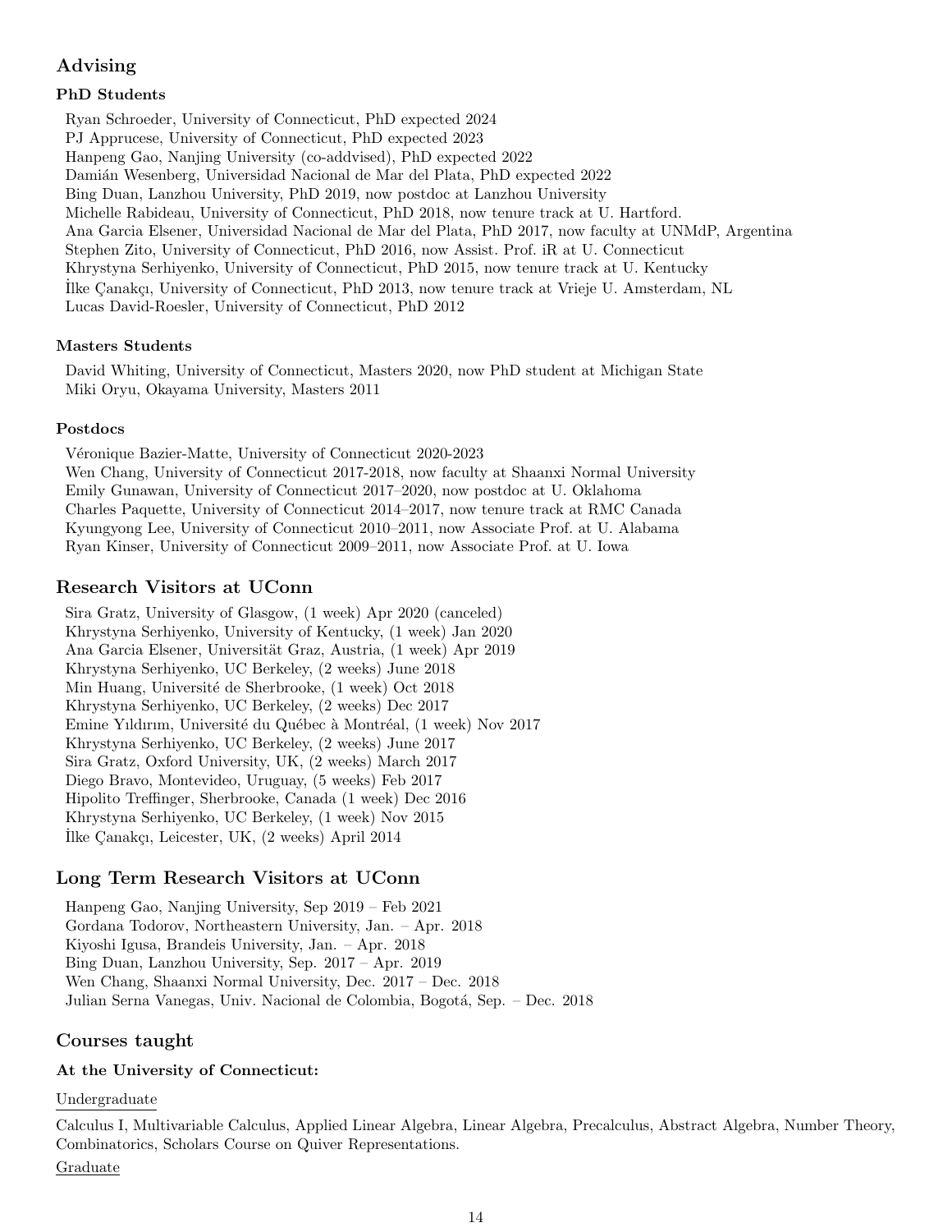## Advising

### PhD Students

Ryan Schroeder, University of Connecticut, PhD expected 2024
PJ Apprucese, University of Connecticut, PhD expected 2023
Hanpeng Gao, Nanjing University (co-addvised), PhD expected 2022
Damián Wesenberg, Universidad Nacional de Mar del Plata, PhD expected 2022
Bing Duan, Lanzhou University, PhD 2019, now postdoc at Lanzhou University
Michelle Rabideau, University of Connecticut, PhD 2018, now tenure track at U. Hartford.
Ana Garcia Elsener, Universidad Nacional de Mar del Plata, PhD 2017, now faculty at UNMdP, Argentina
Stephen Zito, University of Connecticut, PhD 2016, now Assist. Prof. iR at U. Connecticut
Khrystyna Serhiyenko, University of Connecticut, PhD 2015, now tenure track at U. Kentucky
İlke Çanakçı, University of Connecticut, PhD 2013, now tenure track at Vrieje U. Amsterdam, NL
Lucas David-Roesler, University of Connecticut, PhD 2012

### Masters Students

David Whiting, University of Connecticut, Masters 2020, now PhD student at Michigan State
Miki Oryu, Okayama University, Masters 2011

### Postdocs

Véronique Bazier-Matte, University of Connecticut 2020-2023
Wen Chang, University of Connecticut 2017-2018, now faculty at Shaanxi Normal University
Emily Gunawan, University of Connecticut 2017–2020, now postdoc at U. Oklahoma
Charles Paquette, University of Connecticut 2014–2017, now tenure track at RMC Canada
Kyungyong Lee, University of Connecticut 2010–2011, now Associate Prof. at U. Alabama
Ryan Kinser, University of Connecticut 2009–2011, now Associate Prof. at U. Iowa

## Research Visitors at UConn

Sira Gratz, University of Glasgow, (1 week) Apr 2020 (canceled)
Khrystyna Serhiyenko, University of Kentucky, (1 week) Jan 2020
Ana Garcia Elsener, Universität Graz, Austria, (1 week) Apr 2019
Khrystyna Serhiyenko, UC Berkeley, (2 weeks) June 2018
Min Huang, Université de Sherbrooke, (1 week) Oct 2018
Khrystyna Serhiyenko, UC Berkeley, (2 weeks) Dec 2017
Emine Yıldırım, Université du Québec à Montréal, (1 week) Nov 2017
Khrystyna Serhiyenko, UC Berkeley, (2 weeks) June 2017
Sira Gratz, Oxford University, UK, (2 weeks) March 2017
Diego Bravo, Montevideo, Uruguay, (5 weeks) Feb 2017
Hipolito Treffinger, Sherbrooke, Canada (1 week) Dec 2016
Khrystyna Serhiyenko, UC Berkeley, (1 week) Nov 2015
İlke Çanakçı, Leicester, UK, (2 weeks) April 2014

## Long Term Research Visitors at UConn

Hanpeng Gao, Nanjing University, Sep 2019 – Feb 2021
Gordana Todorov, Northeastern University, Jan. – Apr. 2018
Kiyoshi Igusa, Brandeis University, Jan. – Apr. 2018
Bing Duan, Lanzhou University, Sep. 2017 – Apr. 2019
Wen Chang, Shaanxi Normal University, Dec. 2017 – Dec. 2018
Julian Serna Vanegas, Univ. Nacional de Colombia, Bogotá, Sep. – Dec. 2018

## Courses taught

### At the University of Connecticut:

Undergraduate

Calculus I, Multivariable Calculus, Applied Linear Algebra, Linear Algebra, Precalculus, Abstract Algebra, Number Theory, Combinatorics, Scholars Course on Quiver Representations.

Graduate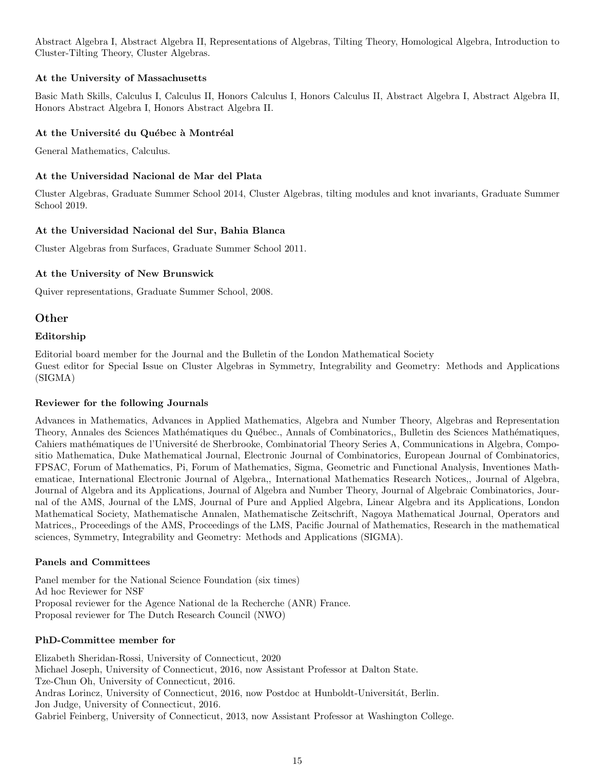Abstract Algebra I, Abstract Algebra II, Representations of Algebras, Tilting Theory, Homological Algebra, Introduction to Cluster-Tilting Theory, Cluster Algebras.

### At the University of Massachusetts

Basic Math Skills, Calculus I, Calculus II, Honors Calculus I, Honors Calculus II, Abstract Algebra I, Abstract Algebra II, Honors Abstract Algebra I, Honors Abstract Algebra II.

### At the Université du Québec à Montréal

General Mathematics, Calculus.

### At the Universidad Nacional de Mar del Plata

Cluster Algebras, Graduate Summer School 2014, Cluster Algebras, tilting modules and knot invariants, Graduate Summer School 2019.

### At the Universidad Nacional del Sur, Bahia Blanca

Cluster Algebras from Surfaces, Graduate Summer School 2011.

### At the University of New Brunswick

Quiver representations, Graduate Summer School, 2008.

## Other

### Editorship

Editorial board member for the Journal and the Bulletin of the London Mathematical Society
Guest editor for Special Issue on Cluster Algebras in Symmetry, Integrability and Geometry: Methods and Applications (SIGMA)

### Reviewer for the following Journals

Advances in Mathematics, Advances in Applied Mathematics, Algebra and Number Theory, Algebras and Representation Theory, Annales des Sciences Mathématiques du Québec., Annals of Combinatorics,, Bulletin des Sciences Mathématiques, Cahiers mathématiques de l'Université de Sherbrooke, Combinatorial Theory Series A, Communications in Algebra, Compositio Mathematica, Duke Mathematical Journal, Electronic Journal of Combinatorics, European Journal of Combinatorics, FPSAC, Forum of Mathematics, Pi, Forum of Mathematics, Sigma, Geometric and Functional Analysis, Inventiones Mathematicae, International Electronic Journal of Algebra,, International Mathematics Research Notices,, Journal of Algebra, Journal of Algebra and its Applications, Journal of Algebra and Number Theory, Journal of Algebraic Combinatorics, Journal of the AMS, Journal of the LMS, Journal of Pure and Applied Algebra, Linear Algebra and its Applications, London Mathematical Society, Mathematische Annalen, Mathematische Zeitschrift, Nagoya Mathematical Journal, Operators and Matrices,, Proceedings of the AMS, Proceedings of the LMS, Pacific Journal of Mathematics, Research in the mathematical sciences, Symmetry, Integrability and Geometry: Methods and Applications (SIGMA).

### Panels and Committees

Panel member for the National Science Foundation (six times)
Ad hoc Reviewer for NSF
Proposal reviewer for the Agence National de la Recherche (ANR) France.
Proposal reviewer for The Dutch Research Council (NWO)

### PhD-Committee member for

Elizabeth Sheridan-Rossi, University of Connecticut, 2020
Michael Joseph, University of Connecticut, 2016, now Assistant Professor at Dalton State.
Tze-Chun Oh, University of Connecticut, 2016.
Andras Lorincz, University of Connecticut, 2016, now Postdoc at Hunboldt-Universitát, Berlin.
Jon Judge, University of Connecticut, 2016.
Gabriel Feinberg, University of Connecticut, 2013, now Assistant Professor at Washington College.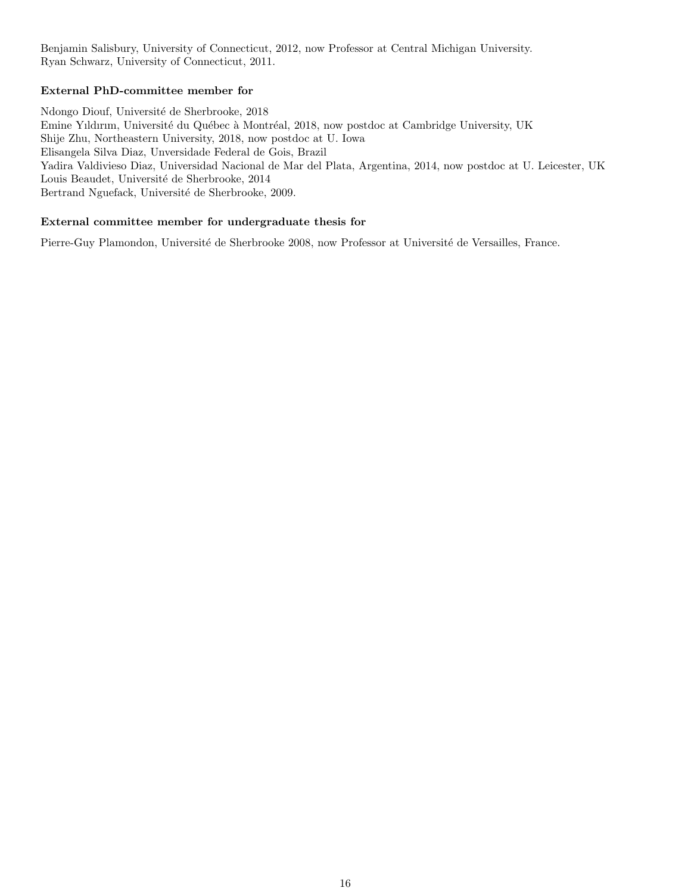Benjamin Salisbury, University of Connecticut, 2012, now Professor at Central Michigan University.
Ryan Schwarz, University of Connecticut, 2011.

**External PhD-committee member for**

Ndongo Diouf, Université de Sherbrooke, 2018
Emine Yıldırım, Université du Québec à Montréal, 2018, now postdoc at Cambridge University, UK
Shije Zhu, Northeastern University, 2018, now postdoc at U. Iowa
Elisangela Silva Diaz, Unversidade Federal de Gois, Brazil
Yadira Valdivieso Diaz, Universidad Nacional de Mar del Plata, Argentina, 2014, now postdoc at U. Leicester, UK
Louis Beaudet, Université de Sherbrooke, 2014
Bertrand Nguefack, Université de Sherbrooke, 2009.

**External committee member for undergraduate thesis for**

Pierre-Guy Plamondon, Université de Sherbrooke 2008, now Professor at Université de Versailles, France.